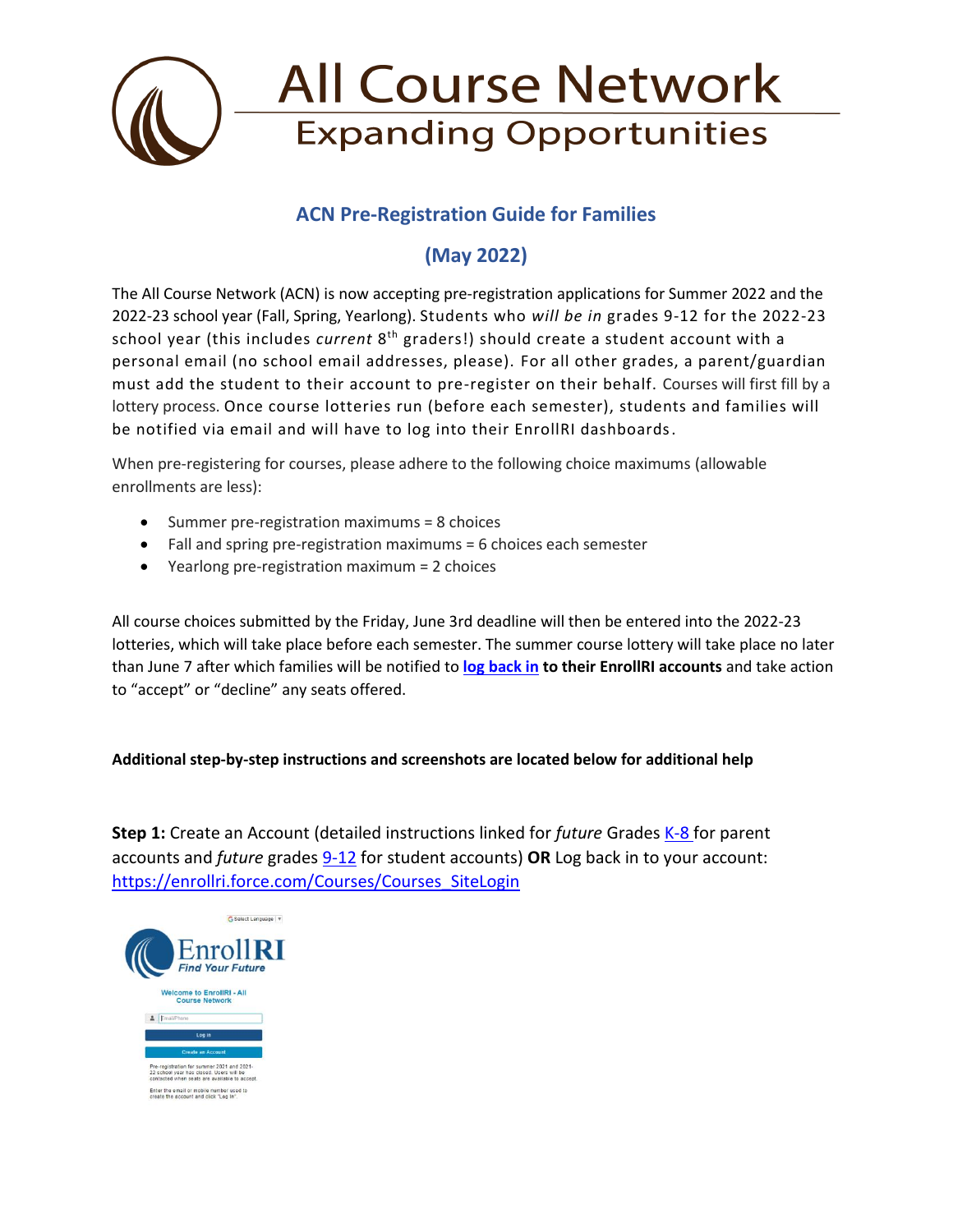# All Course Network
## Expanding Opportunities

## ACN Pre-Registration Guide for Families

## (May 2022)

The All Course Network (ACN) is now accepting pre-registration applications for Summer 2022 and the 2022-23 school year (Fall, Spring, Yearlong). Students who *will be in* grades 9-12 for the 2022-23 school year (this includes *current* 8th graders!) should create a student account with a personal email (no school email addresses, please). For all other grades, a parent/guardian must add the student to their account to pre-register on their behalf. Courses will first fill by a lottery process. Once course lotteries run (before each semester), students and families will be notified via email and will have to log into their EnrollRI dashboards.

When pre-registering for courses, please adhere to the following choice maximums (allowable enrollments are less):

- Summer pre-registration maximums = 8 choices
- Fall and spring pre-registration maximums = 6 choices each semester
- Yearlong pre-registration maximum = 2 choices

All course choices submitted by the Friday, June 3rd deadline will then be entered into the 2022-23 lotteries, which will take place before each semester. The summer course lottery will take place no later than June 7 after which families will be notified to **log back in to their EnrollRI accounts** and take action to "accept" or "decline" any seats offered.

**Additional step-by-step instructions and screenshots are located below for additional help**

**Step 1:** Create an Account (detailed instructions linked for *future* Grades K-8 for parent accounts and *future* grades 9-12 for student accounts) **OR** Log back in to your account: https://enrollri.force.com/Courses/Courses_SiteLogin

Select Language

EnrollRI
*Find Your Future*

Welcome to EnrollRI - All Course Network

Email/Phone

Log in

Create an Account

Pre-registration for summer 2021 and 2021-22 school year has closed. Users will be contacted when seats are available to accept.

Enter the email or mobile number used to create the account and click "Log in".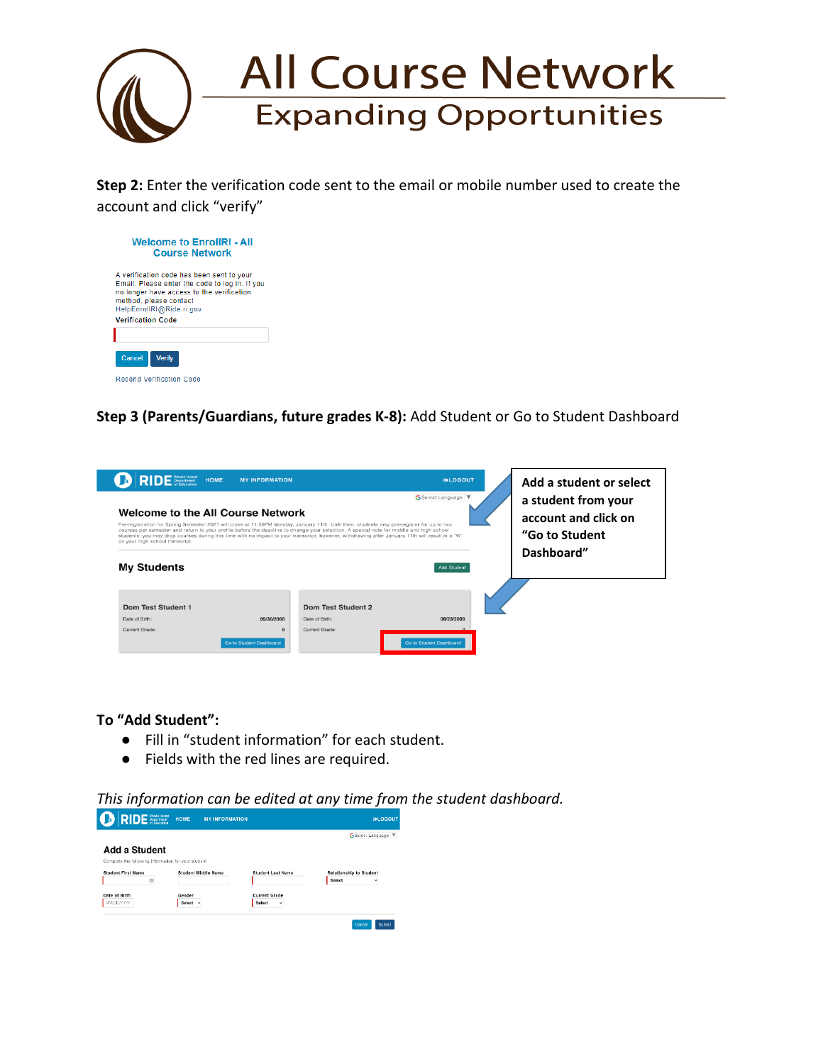# All Course Network

## Expanding Opportunities

**Step 2:** Enter the verification code sent to the email or mobile number used to create the account and click "verify"

Welcome to EnrollRI - All Course Network

A verification code has been sent to your Email. Please enter the code to log in. If you no longer have access to the verification method, please contact HelpEnrollRI@Ride.ri.gov

Verification Code

Cancel Verify

Resend Verification Code

**Step 3 (Parents/Guardians, future grades K-8):** Add Student or Go to Student Dashboard

**Add a student or select a student from your account and click on "Go to Student Dashboard"**

RIDE HOME MY INFORMATION LOGOUT

Welcome to the All Course Network

My Students — Add Student

| Dom Test Student 1 | | Dom Test Student 2 | |
|---|---|---|---|
| Date of Birth: | 09/30/2008 | Date of Birth: | 08/23/2009 |
| Current Grade: | 8 | Current Grade: | 2 |
| Go to Student Dashboard | | Go to Student Dashboard | |

**To "Add Student":**

- Fill in "student information" for each student.
- Fields with the red lines are required.

*This information can be edited at any time from the student dashboard.*

RIDE HOME MY INFORMATION LOGOUT

Add a Student

Complete the following information for your student

Student First Name | Student Middle Name | Student Last Name | Relationship to Student

Date of Birth | Gender | Current Grade

Cancel Submit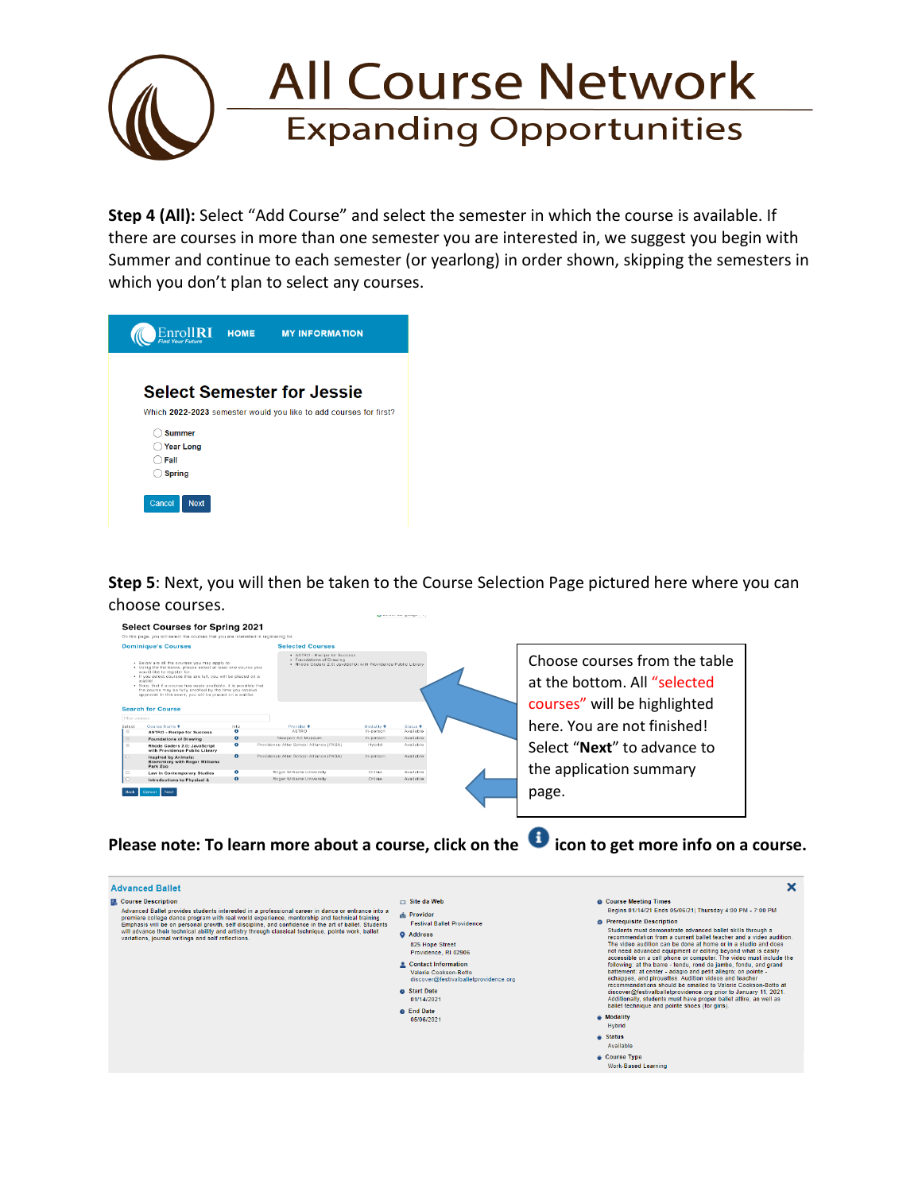# All Course Network

## Expanding Opportunities

**Step 4 (All):** Select "Add Course" and select the semester in which the course is available. If there are courses in more than one semester you are interested in, we suggest you begin with Summer and continue to each semester (or yearlong) in order shown, skipping the semesters in which you don't plan to select any courses.

EnrollRI — Find Your Future | HOME | MY INFORMATION

**Select Semester for Jessie**

Which **2022-2023** semester would you like to add courses for first?

- Summer
- Year Long
- Fall
- Spring

Cancel | Next

**Step 5**: Next, you will then be taken to the Course Selection Page pictured here where you can choose courses.

Choose courses from the table at the bottom. All "selected courses" will be highlighted here. You are not finished! Select "**Next**" to advance to the application summary page.

**Please note: To learn more about a course, click on the (i) icon to get more info on a course.**

**Advanced Ballet**

**Course Description**

Advanced Ballet provides students interested in a professional career in dance or entrance into a premiere college dance program with real world experience, mentorship and technical training. Emphasis will be on personal growth, self discipline, and confidence in the art of ballet. Students will advance their technical ability and artistry through classical technique, pointe work, ballet variations, journal writings and self reflections.

**Site da Web**

**Provider**
Festival Ballet Providence

**Address**
825 Hope Street
Providence, RI 02906

**Contact Information**
Valerie Cookson-Botto
discover@festivalballetprovidence.org

**Start Date**
01/14/2021

**End Date**
05/06/2021

**Course Meeting Times**
Begins 01/14/21 Ends 05/06/21| Thursday 4:00 PM - 7:00 PM

**Prerequisite Description**
Students must demonstrate advanced ballet skills through a recommendation from a current ballet teacher and a video audition. The video audition can be done at home or in a studio and does not need advanced equipment or editing beyond what is easily accessible on a cell phone or computer. The video must include the following: at the barre - tendu, rond de jambe, fondu, and grand battement; at center - adagio and petit allegro; on pointe - echappes, and pirouettes. Audition videos and teacher recommendations should be emailed to Valerie Cookson-Botto at discover@festivalballetprovidence.org prior to January 11, 2021. Additionally, students must have proper ballet attire, as well as ballet technique and pointe shoes (for girls).

**Modality**
Hybrid

**Status**
Available

**Course Type**
Work-Based Learning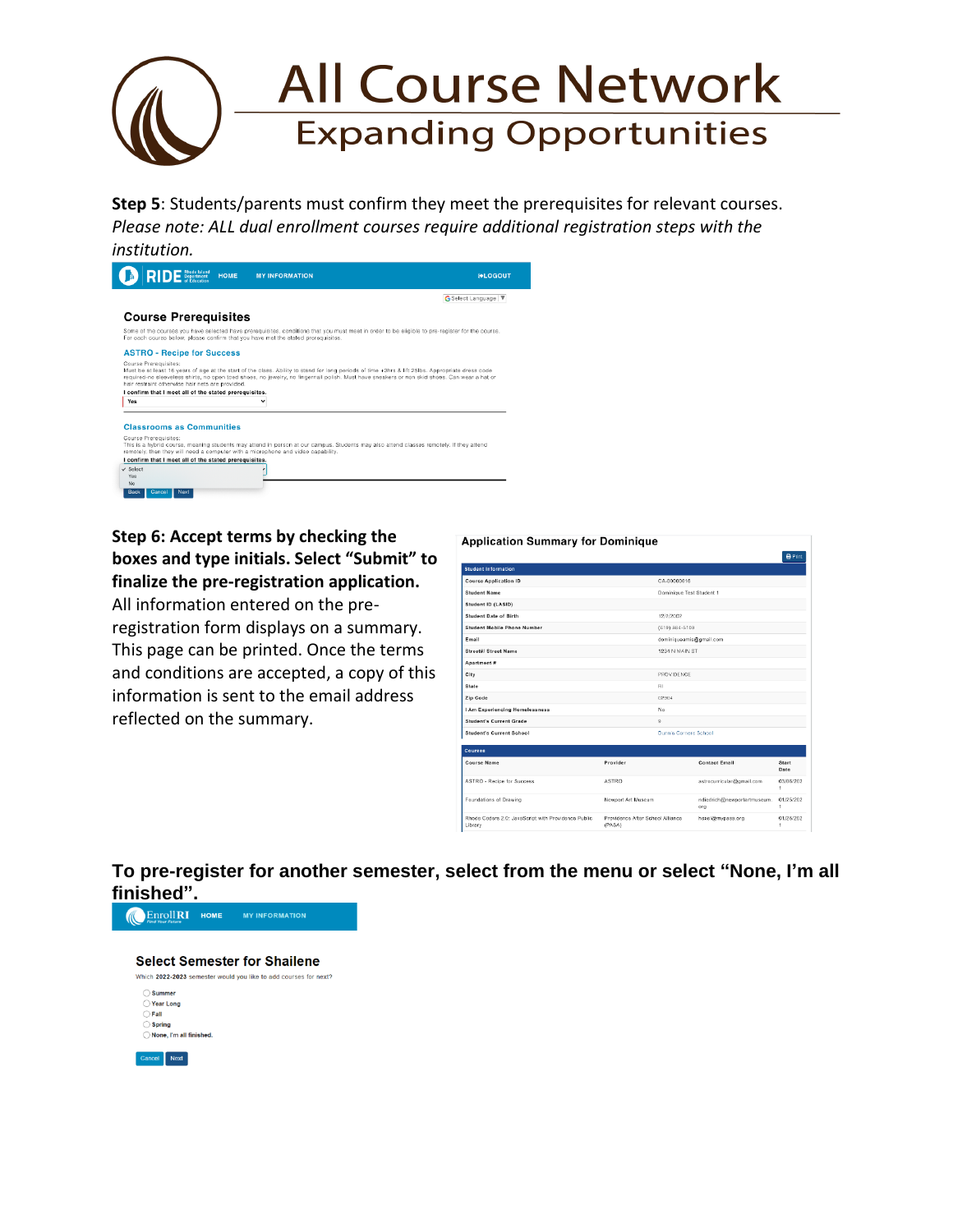# All Course Network

## Expanding Opportunities

**Step 5**: Students/parents must confirm they meet the prerequisites for relevant courses. *Please note: ALL dual enrollment courses require additional registration steps with the institution.*

RIDE Rhode Island Department of Education | HOME | MY INFORMATION | LOGOUT

Select Language

### Course Prerequisites

Some of the courses you have selected have prerequisites, conditions that you must meet in order to be eligible to pre-register for the course. For each course below, please confirm that you have met the stated prerequisites.

**ASTRO - Recipe for Success**

Course Prerequisites:
Must be at least 16 years of age at the start of the class. Ability to stand for long periods of time +3hrs & lift 25lbs. Appropriate dress code required-no sleeveless shirts, no open toed shoes, no jewelry, no fingernail polish. Must have sneakers or non skid shoes. Can wear a hat or hair restraint otherwise hair nets are provided.

I confirm that I meet all of the stated prerequisites.
Yes

**Classrooms as Communities**

Course Prerequisites:
This is a hybrid course, meaning students may attend in person at our campus. Students may also attend classes remotely. If they attend remotely, then they will need a computer with a microphone and video capability.

I confirm that I meet all of the stated prerequisites.
✓ Select
Yes
No

Back | Cancel | Next

**Step 6: Accept terms by checking the boxes and type initials. Select "Submit" to finalize the pre-registration application.** All information entered on the pre-registration form displays on a summary. This page can be printed. Once the terms and conditions are accepted, a copy of this information is sent to the email address reflected on the summary.

**Application Summary for Dominique**

Print

| Student Information | |
|---|---|
| Course Application ID | CA-00000016 |
| Student Name | Dominique Test Student 1 |
| Student ID (LASID) | |
| Student Date of Birth | 12/2/2002 |
| Student Mobile Phone Number | (619) 364-5108 |
| Email | dominiquearnle@gmail.com |
| Street#/ Street Name | 1234 N MAIN ST |
| Apartment # | |
| City | PROVIDENCE |
| State | RI |
| Zip Code | 02904 |
| I Am Experiencing Homelessness | No |
| Student's Current Grade | 8 |
| Student's Current School | Dunns Corners School |

| Course Name | Provider | Contact Email | Start Date |
|---|---|---|---|
| ASTRO - Recipe for Success | ASTRO | astrocurricular@gmail.com | 03/08/2021 |
| Foundations of Drawing | Newport Art Museum | ndietrich@newportartmuseum.org | 01/25/2021 |
| Rhode Coders 2.0: JavaScript with Providence Public Library | Providence After School Alliance (PASA) | hossi@mypasa.org | 01/26/2021 |

**To pre-register for another semester, select from the menu or select "None, I'm all finished".**

EnrollRI Find Your Future | HOME | MY INFORMATION

### Select Semester for Shailene

Which 2022-2023 semester would you like to add courses for next?

- Summer
- Year Long
- Fall
- Spring
- None, I'm all finished.

Cancel | Next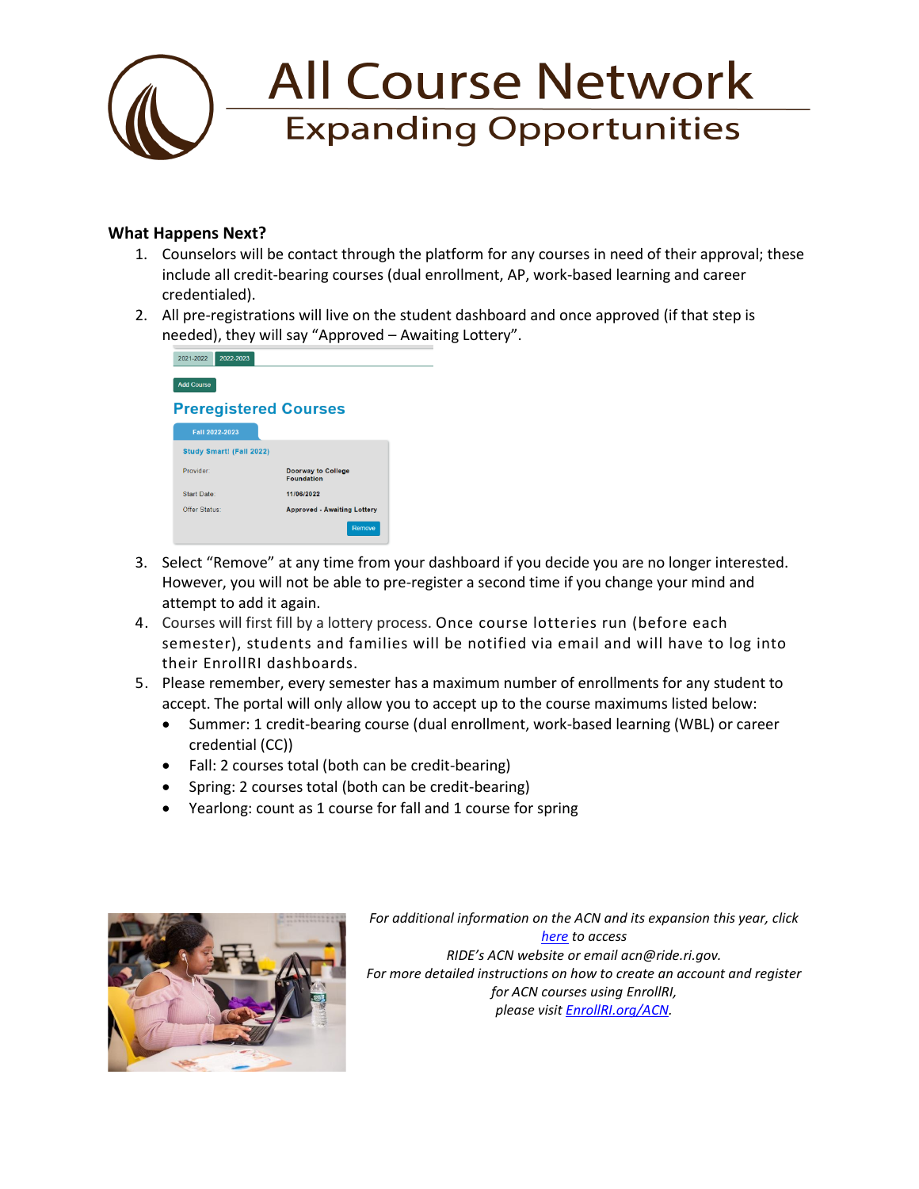# All Course Network

## Expanding Opportunities

**What Happens Next?**

1. Counselors will be contact through the platform for any courses in need of their approval; these include all credit-bearing courses (dual enrollment, AP, work-based learning and career credentialed).
2. All pre-registrations will live on the student dashboard and once approved (if that step is needed), they will say "Approved – Awaiting Lottery".

2021-2022 2022-2023

Add Course

Preregistered Courses

Fall 2022-2023

Study Smart! (Fall 2022)

Provider: Doorway to College Foundation

Start Date: 11/06/2022

Offer Status: Approved - Awaiting Lottery

Remove

3. Select "Remove" at any time from your dashboard if you decide you are no longer interested. However, you will not be able to pre-register a second time if you change your mind and attempt to add it again.
4. Courses will first fill by a lottery process. Once course lotteries run (before each semester), students and families will be notified via email and will have to log into their EnrollRI dashboards.
5. Please remember, every semester has a maximum number of enrollments for any student to accept. The portal will only allow you to accept up to the course maximums listed below:
   - Summer: 1 credit-bearing course (dual enrollment, work-based learning (WBL) or career credential (CC))
   - Fall: 2 courses total (both can be credit-bearing)
   - Spring: 2 courses total (both can be credit-bearing)
   - Yearlong: count as 1 course for fall and 1 course for spring

*For additional information on the ACN and its expansion this year, click [here](#) to access RIDE's ACN website or email acn@ride.ri.gov. For more detailed instructions on how to create an account and register for ACN courses using EnrollRI, please visit [EnrollRI.org/ACN](#).*